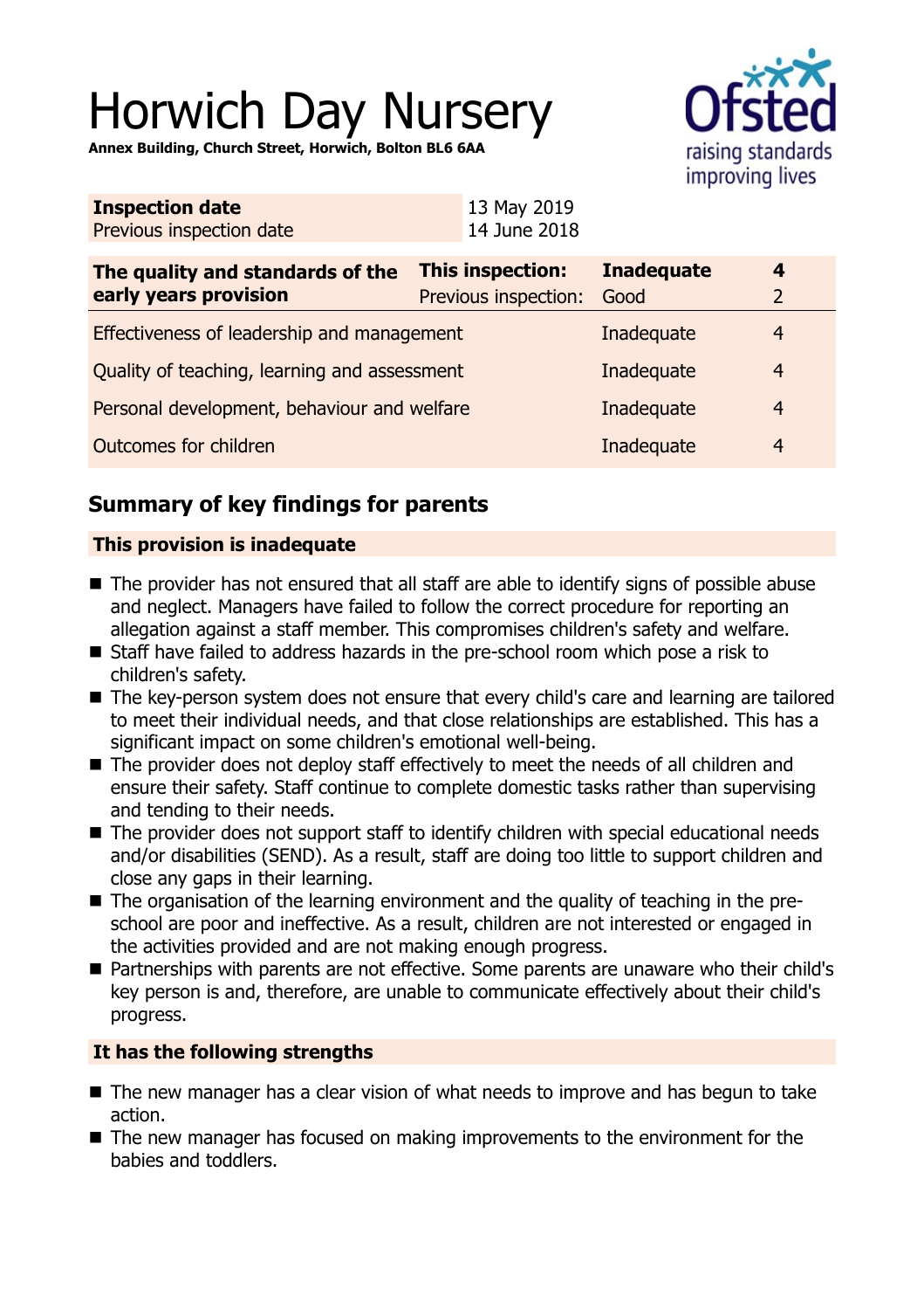# Horwich Day Nursery

**Annex Building, Church Street, Horwich, Bolton BL6 6AA**

| **Inspection date** | 13 May 2019 |
|---|---|
| Previous inspection date | 14 June 2018 |

| **The quality and standards of the early years provision** | **This inspection:** | **Inadequate** | **4** |
|---|---|---|---|
| | Previous inspection: | Good | 2 |
| Effectiveness of leadership and management | | Inadequate | 4 |
| Quality of teaching, learning and assessment | | Inadequate | 4 |
| Personal development, behaviour and welfare | | Inadequate | 4 |
| Outcomes for children | | Inadequate | 4 |

## Summary of key findings for parents

### This provision is inadequate

- The provider has not ensured that all staff are able to identify signs of possible abuse and neglect. Managers have failed to follow the correct procedure for reporting an allegation against a staff member. This compromises children's safety and welfare.
- Staff have failed to address hazards in the pre-school room which pose a risk to children's safety.
- The key-person system does not ensure that every child's care and learning are tailored to meet their individual needs, and that close relationships are established. This has a significant impact on some children's emotional well-being.
- The provider does not deploy staff effectively to meet the needs of all children and ensure their safety. Staff continue to complete domestic tasks rather than supervising and tending to their needs.
- The provider does not support staff to identify children with special educational needs and/or disabilities (SEND). As a result, staff are doing too little to support children and close any gaps in their learning.
- The organisation of the learning environment and the quality of teaching in the pre-school are poor and ineffective. As a result, children are not interested or engaged in the activities provided and are not making enough progress.
- Partnerships with parents are not effective. Some parents are unaware who their child's key person is and, therefore, are unable to communicate effectively about their child's progress.

### It has the following strengths

- The new manager has a clear vision of what needs to improve and has begun to take action.
- The new manager has focused on making improvements to the environment for the babies and toddlers.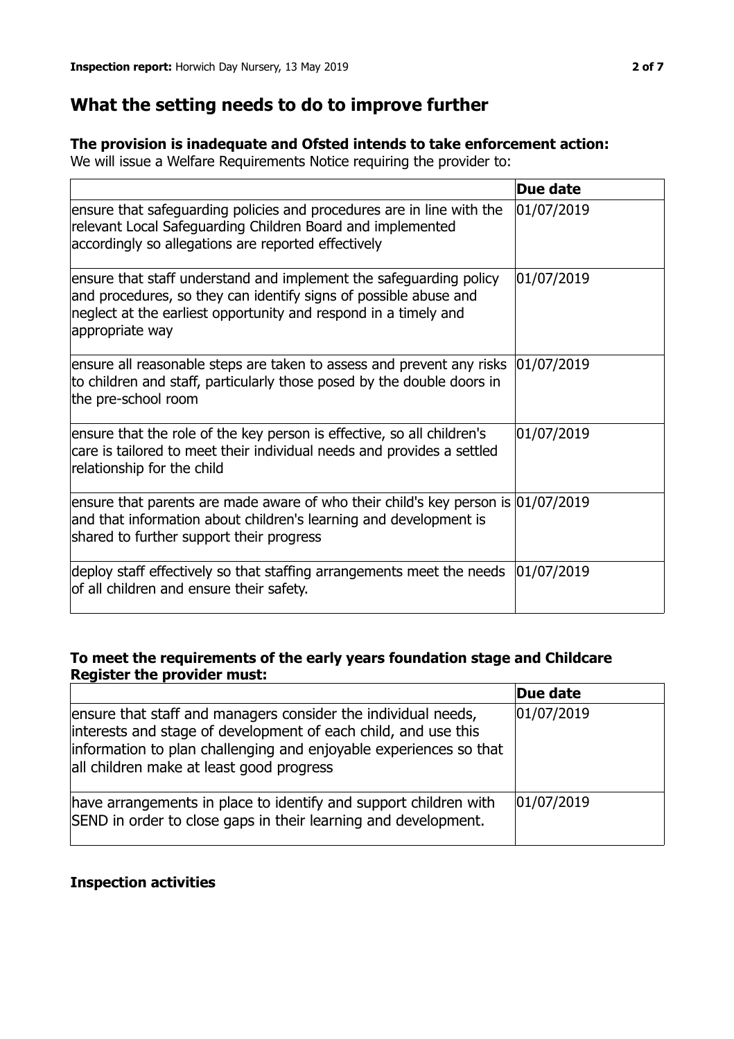## What the setting needs to do to improve further

### The provision is inadequate and Ofsted intends to take enforcement action:

We will issue a Welfare Requirements Notice requiring the provider to:

| | Due date |
|---|---|
| ensure that safeguarding policies and procedures are in line with the relevant Local Safeguarding Children Board and implemented accordingly so allegations are reported effectively | 01/07/2019 |
| ensure that staff understand and implement the safeguarding policy and procedures, so they can identify signs of possible abuse and neglect at the earliest opportunity and respond in a timely and appropriate way | 01/07/2019 |
| ensure all reasonable steps are taken to assess and prevent any risks to children and staff, particularly those posed by the double doors in the pre-school room | 01/07/2019 |
| ensure that the role of the key person is effective, so all children's care is tailored to meet their individual needs and provides a settled relationship for the child | 01/07/2019 |
| ensure that parents are made aware of who their child's key person is and that information about children's learning and development is shared to further support their progress | 01/07/2019 |
| deploy staff effectively so that staffing arrangements meet the needs of all children and ensure their safety. | 01/07/2019 |

### To meet the requirements of the early years foundation stage and Childcare Register the provider must:

| | Due date |
|---|---|
| ensure that staff and managers consider the individual needs, interests and stage of development of each child, and use this information to plan challenging and enjoyable experiences so that all children make at least good progress | 01/07/2019 |
| have arrangements in place to identify and support children with SEND in order to close gaps in their learning and development. | 01/07/2019 |

### Inspection activities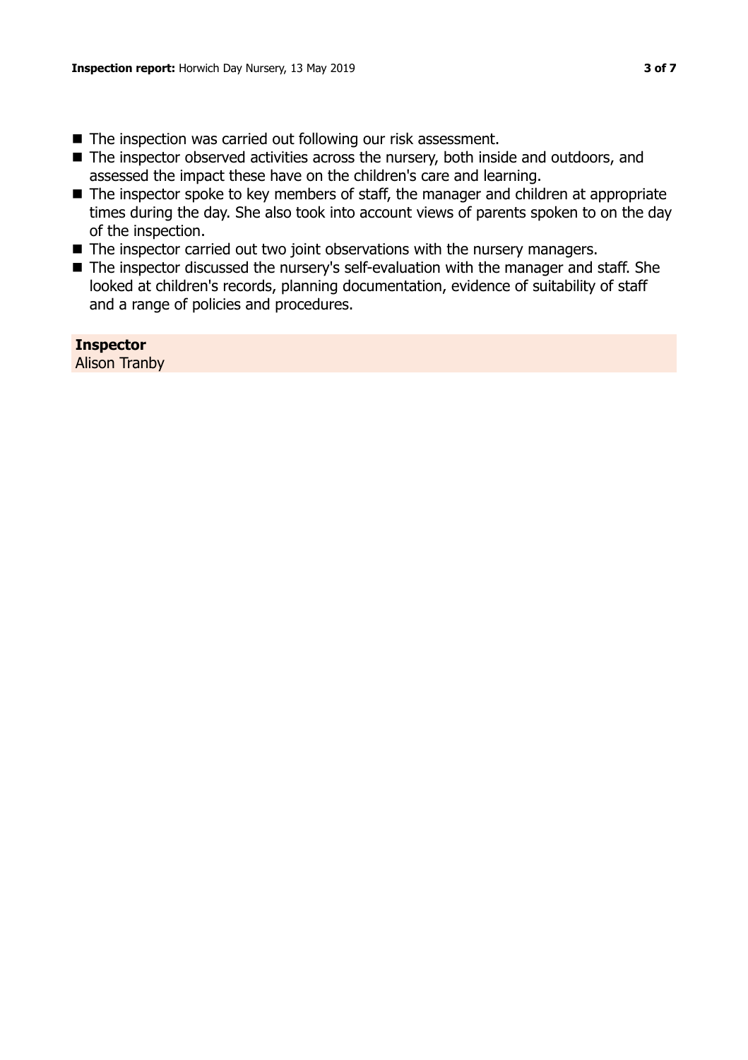- The inspection was carried out following our risk assessment.
- The inspector observed activities across the nursery, both inside and outdoors, and assessed the impact these have on the children's care and learning.
- The inspector spoke to key members of staff, the manager and children at appropriate times during the day. She also took into account views of parents spoken to on the day of the inspection.
- The inspector carried out two joint observations with the nursery managers.
- The inspector discussed the nursery's self-evaluation with the manager and staff. She looked at children's records, planning documentation, evidence of suitability of staff and a range of policies and procedures.

**Inspector**
Alison Tranby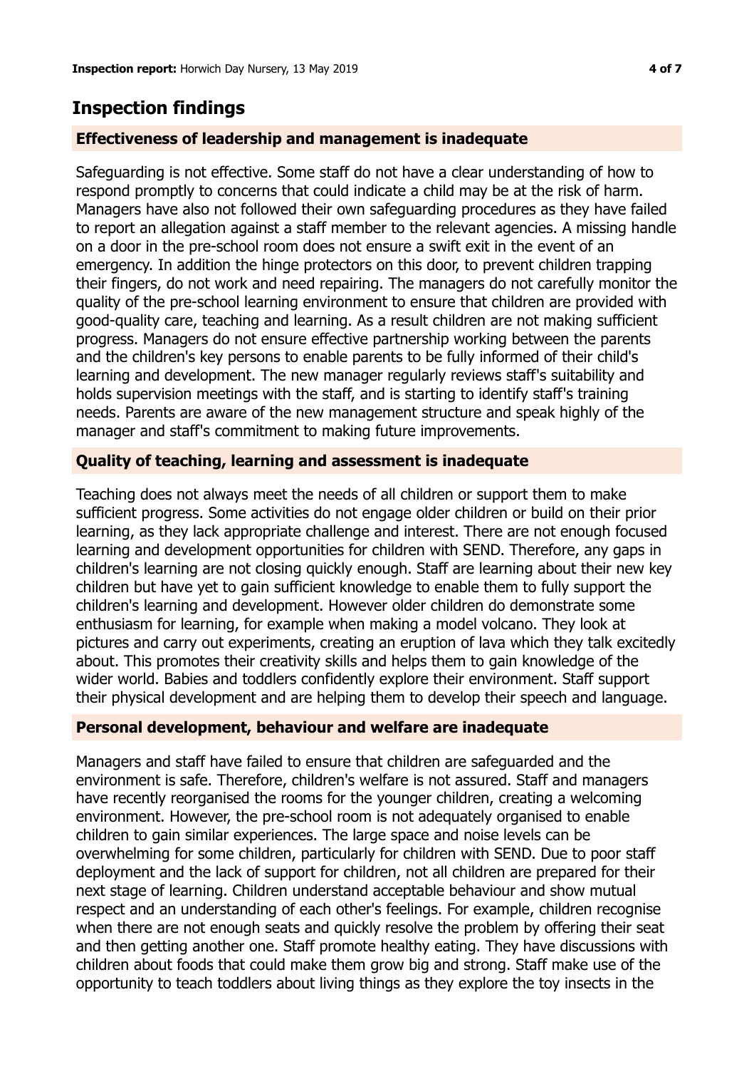## Inspection findings

### Effectiveness of leadership and management is inadequate

Safeguarding is not effective. Some staff do not have a clear understanding of how to respond promptly to concerns that could indicate a child may be at the risk of harm. Managers have also not followed their own safeguarding procedures as they have failed to report an allegation against a staff member to the relevant agencies. A missing handle on a door in the pre-school room does not ensure a swift exit in the event of an emergency. In addition the hinge protectors on this door, to prevent children trapping their fingers, do not work and need repairing. The managers do not carefully monitor the quality of the pre-school learning environment to ensure that children are provided with good-quality care, teaching and learning. As a result children are not making sufficient progress. Managers do not ensure effective partnership working between the parents and the children's key persons to enable parents to be fully informed of their child's learning and development. The new manager regularly reviews staff's suitability and holds supervision meetings with the staff, and is starting to identify staff's training needs. Parents are aware of the new management structure and speak highly of the manager and staff's commitment to making future improvements.

### Quality of teaching, learning and assessment is inadequate

Teaching does not always meet the needs of all children or support them to make sufficient progress. Some activities do not engage older children or build on their prior learning, as they lack appropriate challenge and interest. There are not enough focused learning and development opportunities for children with SEND. Therefore, any gaps in children's learning are not closing quickly enough. Staff are learning about their new key children but have yet to gain sufficient knowledge to enable them to fully support the children's learning and development. However older children do demonstrate some enthusiasm for learning, for example when making a model volcano. They look at pictures and carry out experiments, creating an eruption of lava which they talk excitedly about. This promotes their creativity skills and helps them to gain knowledge of the wider world. Babies and toddlers confidently explore their environment. Staff support their physical development and are helping them to develop their speech and language.

### Personal development, behaviour and welfare are inadequate

Managers and staff have failed to ensure that children are safeguarded and the environment is safe. Therefore, children's welfare is not assured. Staff and managers have recently reorganised the rooms for the younger children, creating a welcoming environment. However, the pre-school room is not adequately organised to enable children to gain similar experiences. The large space and noise levels can be overwhelming for some children, particularly for children with SEND. Due to poor staff deployment and the lack of support for children, not all children are prepared for their next stage of learning. Children understand acceptable behaviour and show mutual respect and an understanding of each other's feelings. For example, children recognise when there are not enough seats and quickly resolve the problem by offering their seat and then getting another one. Staff promote healthy eating. They have discussions with children about foods that could make them grow big and strong. Staff make use of the opportunity to teach toddlers about living things as they explore the toy insects in the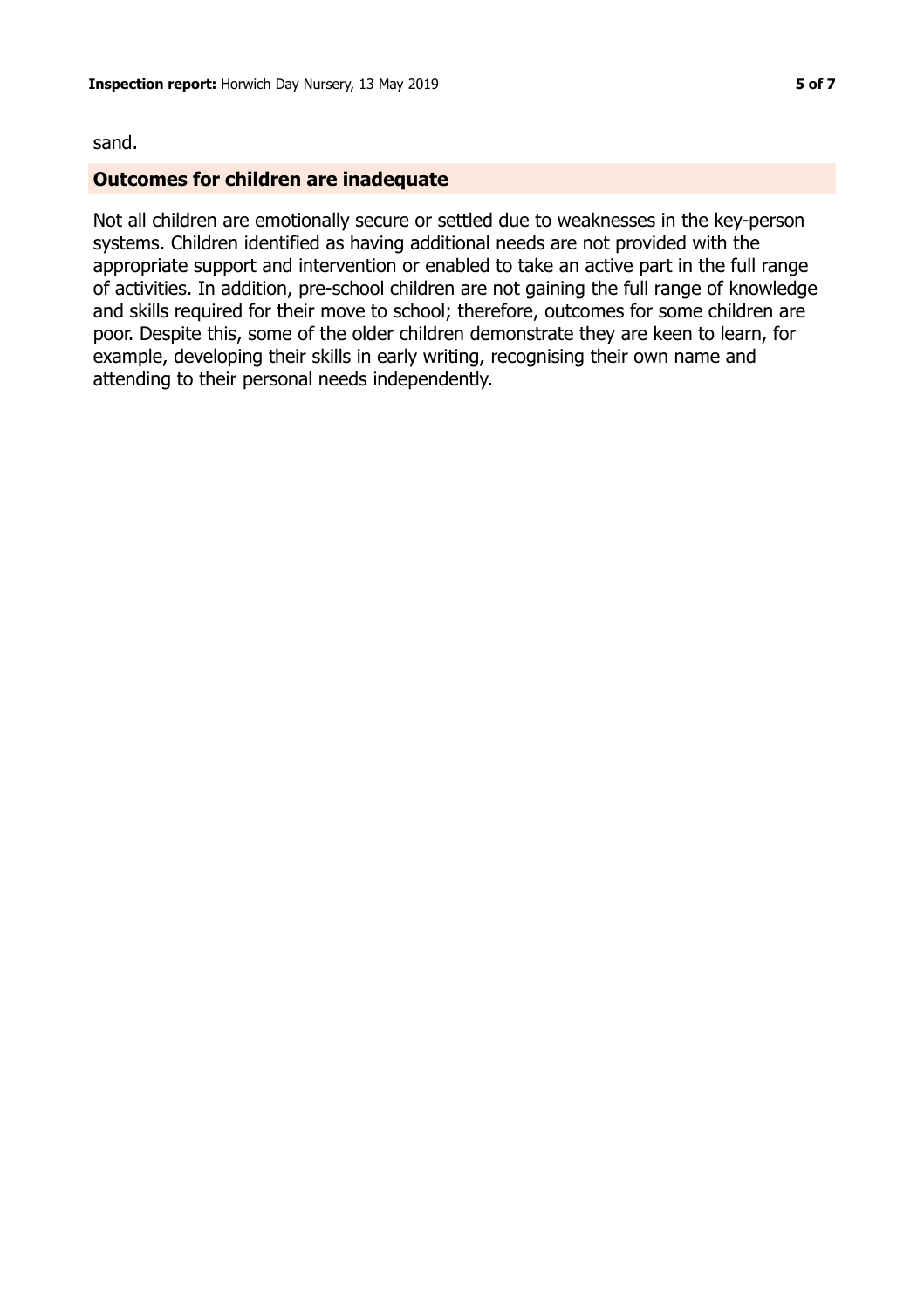sand.

## Outcomes for children are inadequate

Not all children are emotionally secure or settled due to weaknesses in the key-person systems. Children identified as having additional needs are not provided with the appropriate support and intervention or enabled to take an active part in the full range of activities. In addition, pre-school children are not gaining the full range of knowledge and skills required for their move to school; therefore, outcomes for some children are poor. Despite this, some of the older children demonstrate they are keen to learn, for example, developing their skills in early writing, recognising their own name and attending to their personal needs independently.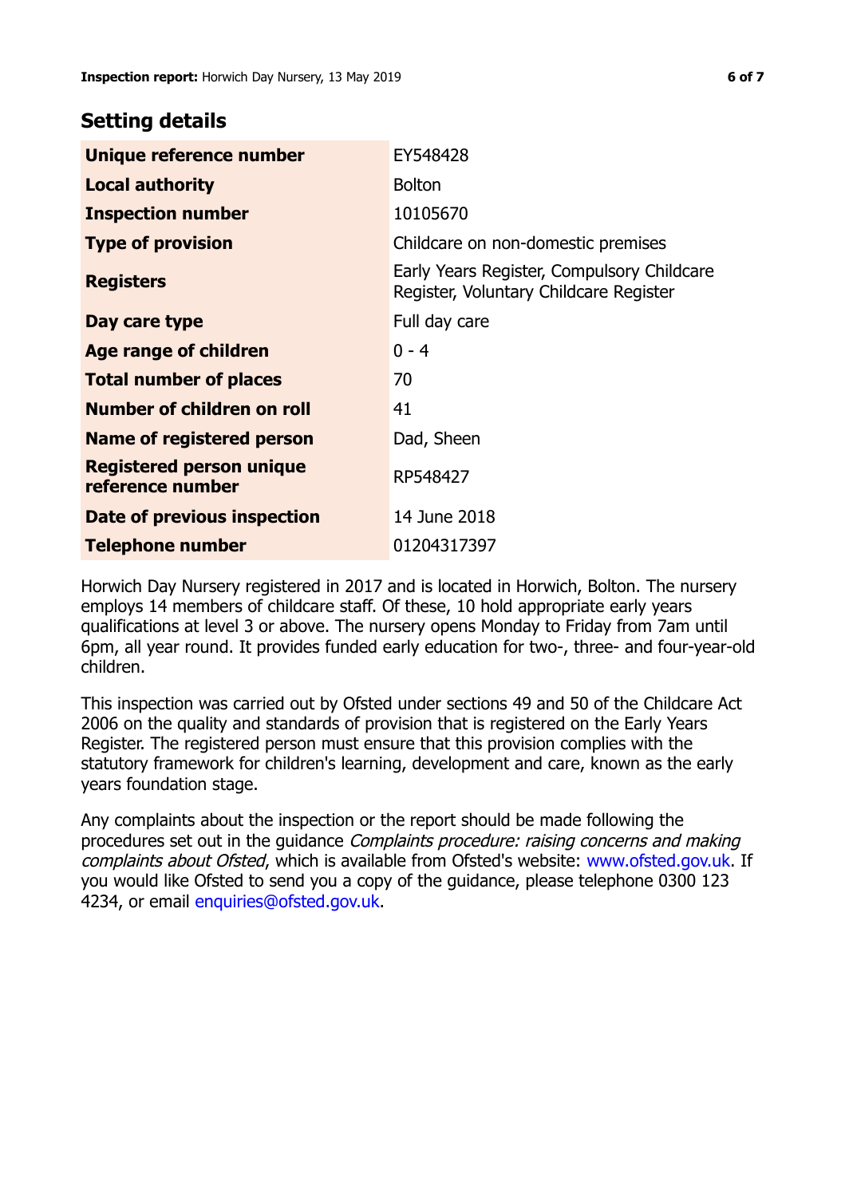## Setting details

| | |
|---|---|
| **Unique reference number** | EY548428 |
| **Local authority** | Bolton |
| **Inspection number** | 10105670 |
| **Type of provision** | Childcare on non-domestic premises |
| **Registers** | Early Years Register, Compulsory Childcare Register, Voluntary Childcare Register |
| **Day care type** | Full day care |
| **Age range of children** | 0 - 4 |
| **Total number of places** | 70 |
| **Number of children on roll** | 41 |
| **Name of registered person** | Dad, Sheen |
| **Registered person unique reference number** | RP548427 |
| **Date of previous inspection** | 14 June 2018 |
| **Telephone number** | 01204317397 |

Horwich Day Nursery registered in 2017 and is located in Horwich, Bolton. The nursery employs 14 members of childcare staff. Of these, 10 hold appropriate early years qualifications at level 3 or above. The nursery opens Monday to Friday from 7am until 6pm, all year round. It provides funded early education for two-, three- and four-year-old children.

This inspection was carried out by Ofsted under sections 49 and 50 of the Childcare Act 2006 on the quality and standards of provision that is registered on the Early Years Register. The registered person must ensure that this provision complies with the statutory framework for children's learning, development and care, known as the early years foundation stage.

Any complaints about the inspection or the report should be made following the procedures set out in the guidance *Complaints procedure: raising concerns and making complaints about Ofsted*, which is available from Ofsted's website: www.ofsted.gov.uk. If you would like Ofsted to send you a copy of the guidance, please telephone 0300 123 4234, or email enquiries@ofsted.gov.uk.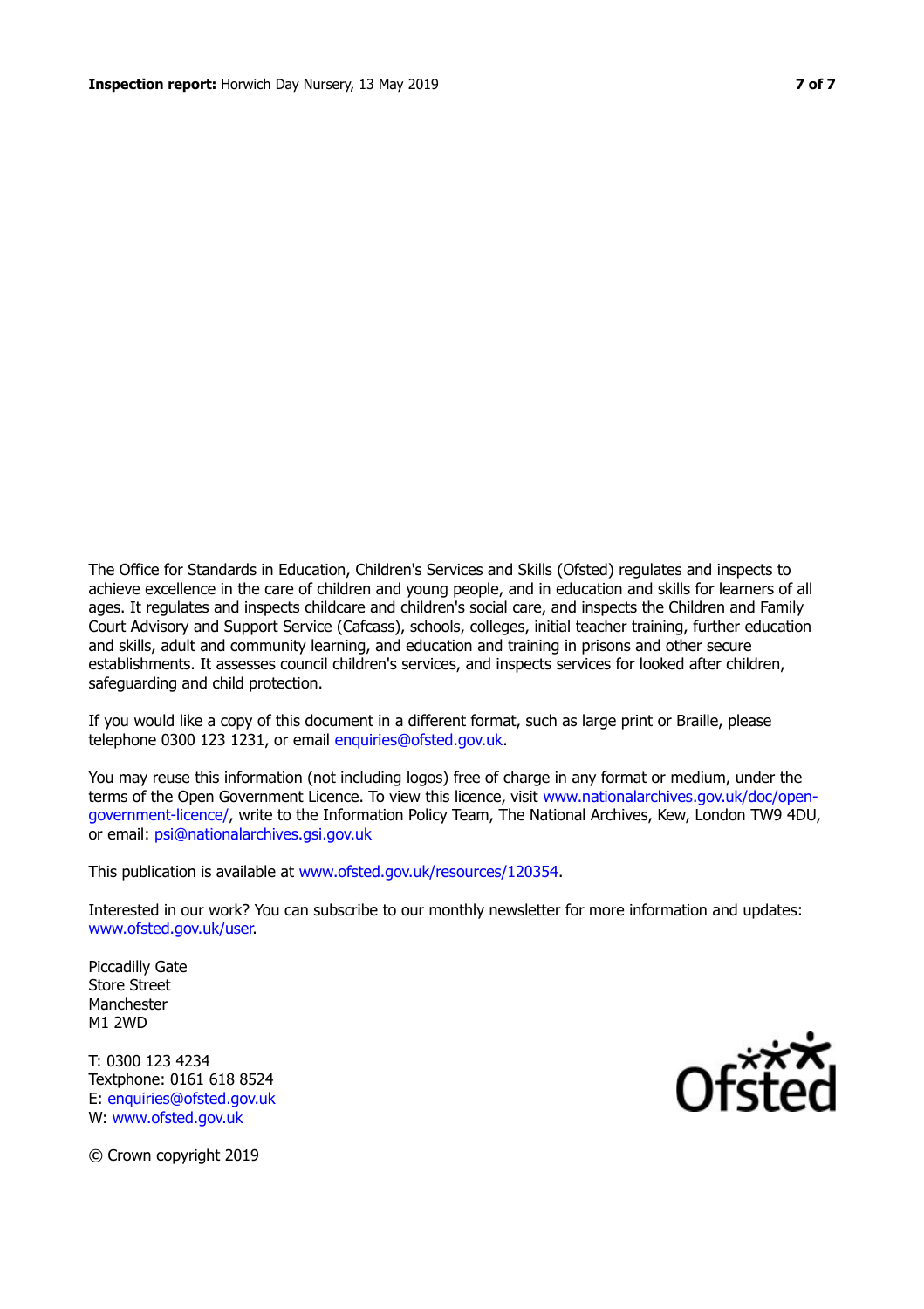The Office for Standards in Education, Children's Services and Skills (Ofsted) regulates and inspects to achieve excellence in the care of children and young people, and in education and skills for learners of all ages. It regulates and inspects childcare and children's social care, and inspects the Children and Family Court Advisory and Support Service (Cafcass), schools, colleges, initial teacher training, further education and skills, adult and community learning, and education and training in prisons and other secure establishments. It assesses council children's services, and inspects services for looked after children, safeguarding and child protection.

If you would like a copy of this document in a different format, such as large print or Braille, please telephone 0300 123 1231, or email enquiries@ofsted.gov.uk.

You may reuse this information (not including logos) free of charge in any format or medium, under the terms of the Open Government Licence. To view this licence, visit www.nationalarchives.gov.uk/doc/open-government-licence/, write to the Information Policy Team, The National Archives, Kew, London TW9 4DU, or email: psi@nationalarchives.gsi.gov.uk

This publication is available at www.ofsted.gov.uk/resources/120354.

Interested in our work? You can subscribe to our monthly newsletter for more information and updates: www.ofsted.gov.uk/user.

Piccadilly Gate
Store Street
Manchester
M1 2WD

T: 0300 123 4234
Textphone: 0161 618 8524
E: enquiries@ofsted.gov.uk
W: www.ofsted.gov.uk

© Crown copyright 2019